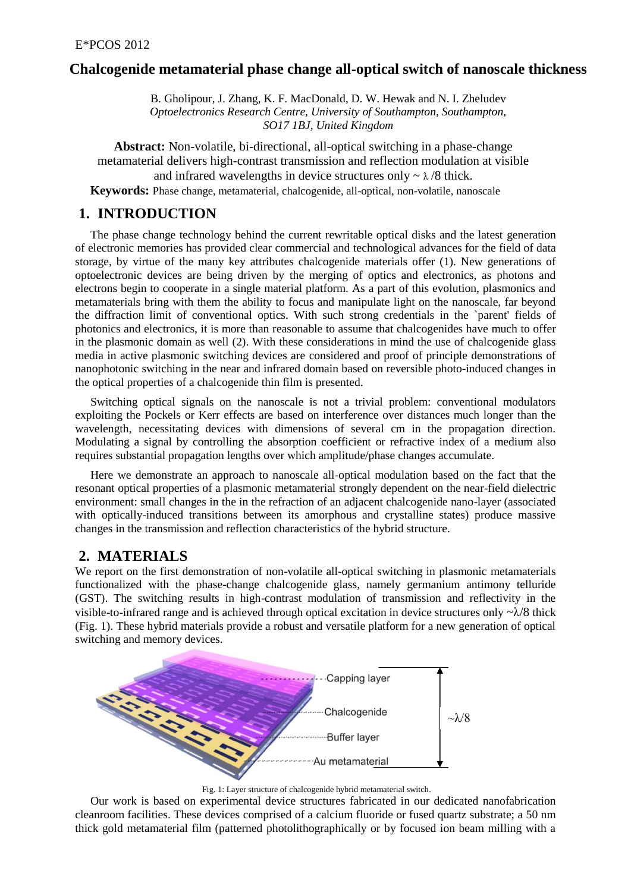# Chalcogenide metamaterial phase change all-optical switch of nanoscale thickness

B. Gholipour, J. Zhang, K. F. MacDonald, D. W. Hewak and N. I. Zheludev
*Optoelectronics Research Centre, University of Southampton, Southampton, SO17 1BJ, United Kingdom*

**Abstract:** Non-volatile, bi-directional, all-optical switching in a phase-change metamaterial delivers high-contrast transmission and reflection modulation at visible and infrared wavelengths in device structures only ~ $\lambda$ /8 thick.

**Keywords:** Phase change, metamaterial, chalcogenide, all-optical, non-volatile, nanoscale

## 1. INTRODUCTION

The phase change technology behind the current rewritable optical disks and the latest generation of electronic memories has provided clear commercial and technological advances for the field of data storage, by virtue of the many key attributes chalcogenide materials offer (1). New generations of optoelectronic devices are being driven by the merging of optics and electronics, as photons and electrons begin to cooperate in a single material platform. As a part of this evolution, plasmonics and metamaterials bring with them the ability to focus and manipulate light on the nanoscale, far beyond the diffraction limit of conventional optics. With such strong credentials in the `parent' fields of photonics and electronics, it is more than reasonable to assume that chalcogenides have much to offer in the plasmonic domain as well (2). With these considerations in mind the use of chalcogenide glass media in active plasmonic switching devices are considered and proof of principle demonstrations of nanophotonic switching in the near and infrared domain based on reversible photo-induced changes in the optical properties of a chalcogenide thin film is presented.

Switching optical signals on the nanoscale is not a trivial problem: conventional modulators exploiting the Pockels or Kerr effects are based on interference over distances much longer than the wavelength, necessitating devices with dimensions of several cm in the propagation direction. Modulating a signal by controlling the absorption coefficient or refractive index of a medium also requires substantial propagation lengths over which amplitude/phase changes accumulate.

Here we demonstrate an approach to nanoscale all-optical modulation based on the fact that the resonant optical properties of a plasmonic metamaterial strongly dependent on the near-field dielectric environment: small changes in the in the refraction of an adjacent chalcogenide nano-layer (associated with optically-induced transitions between its amorphous and crystalline states) produce massive changes in the transmission and reflection characteristics of the hybrid structure.

## 2. MATERIALS

We report on the first demonstration of non-volatile all-optical switching in plasmonic metamaterials functionalized with the phase-change chalcogenide glass, namely germanium antimony telluride (GST). The switching results in high-contrast modulation of transmission and reflectivity in the visible-to-infrared range and is achieved through optical excitation in device structures only ~$\lambda$/8 thick (Fig. 1). These hybrid materials provide a robust and versatile platform for a new generation of optical switching and memory devices.

Capping layer
Chalcogenide
Buffer layer
Au metamaterial
~$\lambda$/8

Fig. 1: Layer structure of chalcogenide hybrid metamaterial switch.

Our work is based on experimental device structures fabricated in our dedicated nanofabrication cleanroom facilities. These devices comprised of a calcium fluoride or fused quartz substrate; a 50 nm thick gold metamaterial film (patterned photolithographically or by focused ion beam milling with a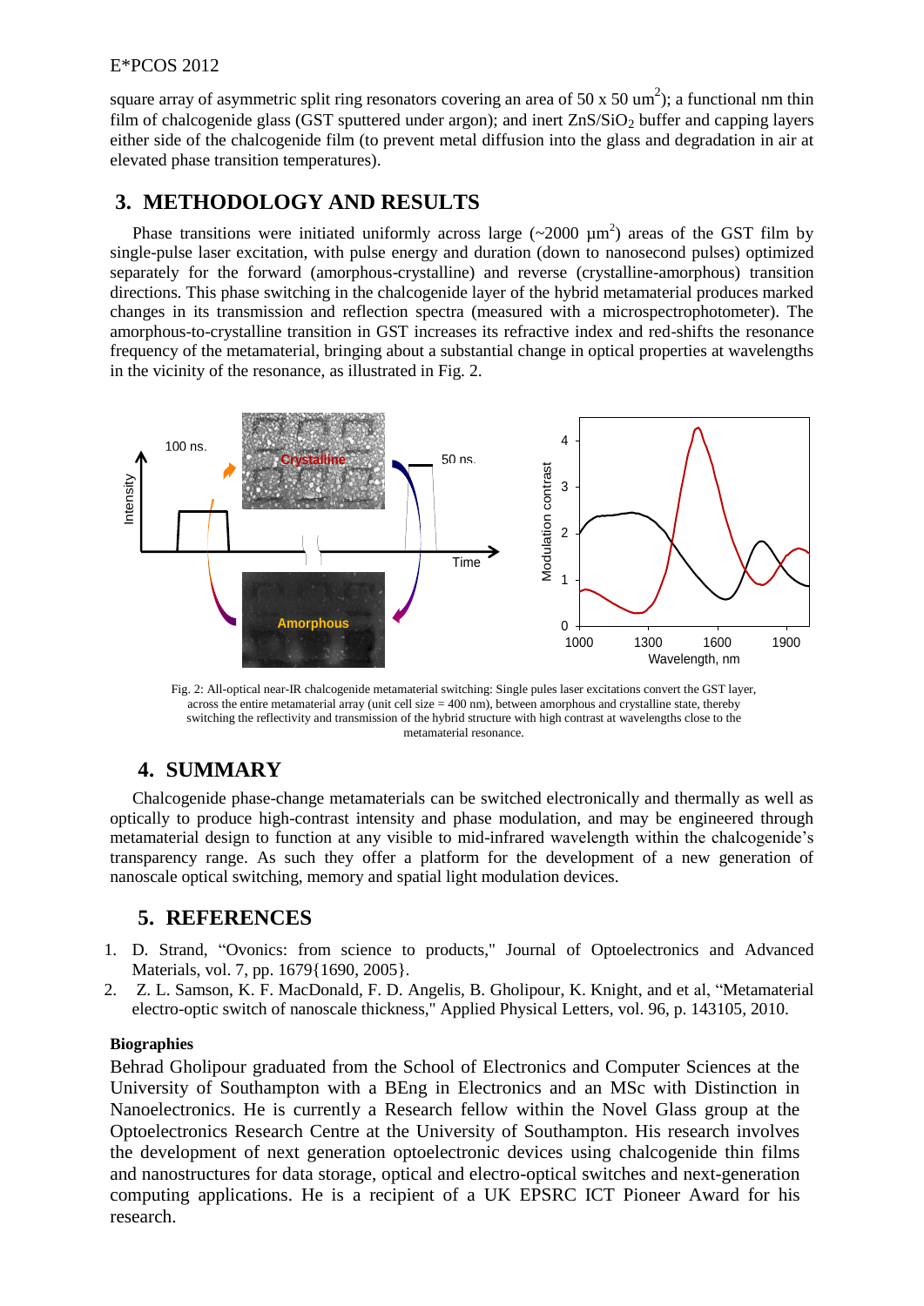square array of asymmetric split ring resonators covering an area of 50 x 50 um$^2$); a functional nm thin film of chalcogenide glass (GST sputtered under argon); and inert $ZnS/SiO_2$ buffer and capping layers either side of the chalcogenide film (to prevent metal diffusion into the glass and degradation in air at elevated phase transition temperatures).

## 3. METHODOLOGY AND RESULTS

Phase transitions were initiated uniformly across large (~2000 μm$^2$) areas of the GST film by single-pulse laser excitation, with pulse energy and duration (down to nanosecond pulses) optimized separately for the forward (amorphous-crystalline) and reverse (crystalline-amorphous) transition directions. This phase switching in the chalcogenide layer of the hybrid metamaterial produces marked changes in its transmission and reflection spectra (measured with a microspectrophotometer). The amorphous-to-crystalline transition in GST increases its refractive index and red-shifts the resonance frequency of the metamaterial, bringing about a substantial change in optical properties at wavelengths in the vicinity of the resonance, as illustrated in Fig. 2.

100 ns.
Crystalline
50 ns.
Intensity
Time
Amorphous
Modulation contrast
4
3
2
1
0
1000
1300
1600
1900
Wavelength, nm

Fig. 2: All-optical near-IR chalcogenide metamaterial switching: Single pules laser excitations convert the GST layer, across the entire metamaterial array (unit cell size = 400 nm), between amorphous and crystalline state, thereby switching the reflectivity and transmission of the hybrid structure with high contrast at wavelengths close to the metamaterial resonance.

## 4. SUMMARY

Chalcogenide phase-change metamaterials can be switched electronically and thermally as well as optically to produce high-contrast intensity and phase modulation, and may be engineered through metamaterial design to function at any visible to mid-infrared wavelength within the chalcogenide's transparency range. As such they offer a platform for the development of a new generation of nanoscale optical switching, memory and spatial light modulation devices.

## 5. REFERENCES

1. D. Strand, "Ovonics: from science to products," Journal of Optoelectronics and Advanced Materials, vol. 7, pp. 1679{1690, 2005}.
2. Z. L. Samson, K. F. MacDonald, F. D. Angelis, B. Gholipour, K. Knight, and et al, "Metamaterial electro-optic switch of nanoscale thickness," Applied Physical Letters, vol. 96, p. 143105, 2010.

**Biographies**

Behrad Gholipour graduated from the School of Electronics and Computer Sciences at the University of Southampton with a BEng in Electronics and an MSc with Distinction in Nanoelectronics. He is currently a Research fellow within the Novel Glass group at the Optoelectronics Research Centre at the University of Southampton. His research involves the development of next generation optoelectronic devices using chalcogenide thin films and nanostructures for data storage, optical and electro-optical switches and next-generation computing applications. He is a recipient of a UK EPSRC ICT Pioneer Award for his research.